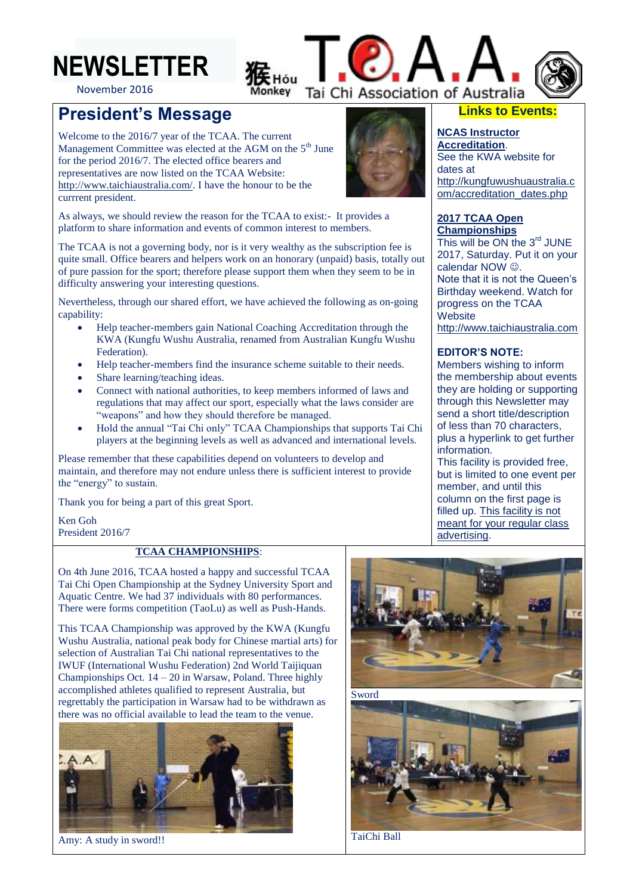# NEWSLETTER

November 2016

Hóu Monkey

T.A.A. Tai Chi Association of Australia

## President's Message

Welcome to the 2016/7 year of the TCAA. The current Management Committee was elected at the AGM on the 5th June for the period 2016/7. The elected office bearers and representatives are now listed on the TCAA Website: http://www.taichiaustralia.com/. I have the honour to be the currrent president.

As always, we should review the reason for the TCAA to exist:- It provides a platform to share information and events of common interest to members.

The TCAA is not a governing body, nor is it very wealthy as the subscription fee is quite small. Office bearers and helpers work on an honorary (unpaid) basis, totally out of pure passion for the sport; therefore please support them when they seem to be in difficulty answering your interesting questions.

Nevertheless, through our shared effort, we have achieved the following as on-going capability:

- Help teacher-members gain National Coaching Accreditation through the KWA (Kungfu Wushu Australia, renamed from Australian Kungfu Wushu Federation).
- Help teacher-members find the insurance scheme suitable to their needs.
- Share learning/teaching ideas.
- Connect with national authorities, to keep members informed of laws and regulations that may affect our sport, especially what the laws consider are "weapons" and how they should therefore be managed.
- Hold the annual "Tai Chi only" TCAA Championships that supports Tai Chi players at the beginning levels as well as advanced and international levels.

Please remember that these capabilities depend on volunteers to develop and maintain, and therefore may not endure unless there is sufficient interest to provide the "energy" to sustain.

Thank you for being a part of this great Sport.

Ken Goh
President 2016/7

## Links to Events:

**NCAS Instructor Accreditation**.
See the KWA website for dates at http://kungfuwushuaustralia.com/accreditation_dates.php

**2017 TCAA Open Championships**
This will be ON the 3rd JUNE 2017, Saturday. Put it on your calendar NOW ☺.
Note that it is not the Queen's Birthday weekend. Watch for progress on the TCAA Website http://www.taichiaustralia.com

**EDITOR'S NOTE:**
Members wishing to inform the membership about events they are holding or supporting through this Newsletter may send a short title/description of less than 70 characters, plus a hyperlink to get further information.
This facility is provided free, but is limited to one event per member, and until this column on the first page is filled up. This facility is not meant for your regular class advertising.

## TCAA CHAMPIONSHIPS:

On 4th June 2016, TCAA hosted a happy and successful TCAA Tai Chi Open Championship at the Sydney University Sport and Aquatic Centre. We had 37 individuals with 80 performances. There were forms competition (TaoLu) as well as Push-Hands.

This TCAA Championship was approved by the KWA (Kungfu Wushu Australia, national peak body for Chinese martial arts) for selection of Australian Tai Chi national representatives to the IWUF (International Wushu Federation) 2nd World Taijiquan Championships Oct. 14 – 20 in Warsaw, Poland. Three highly accomplished athletes qualified to represent Australia, but regrettably the participation in Warsaw had to be withdrawn as there was no official available to lead the team to the venue.

Amy: A study in sword!!

Sword

TaiChi Ball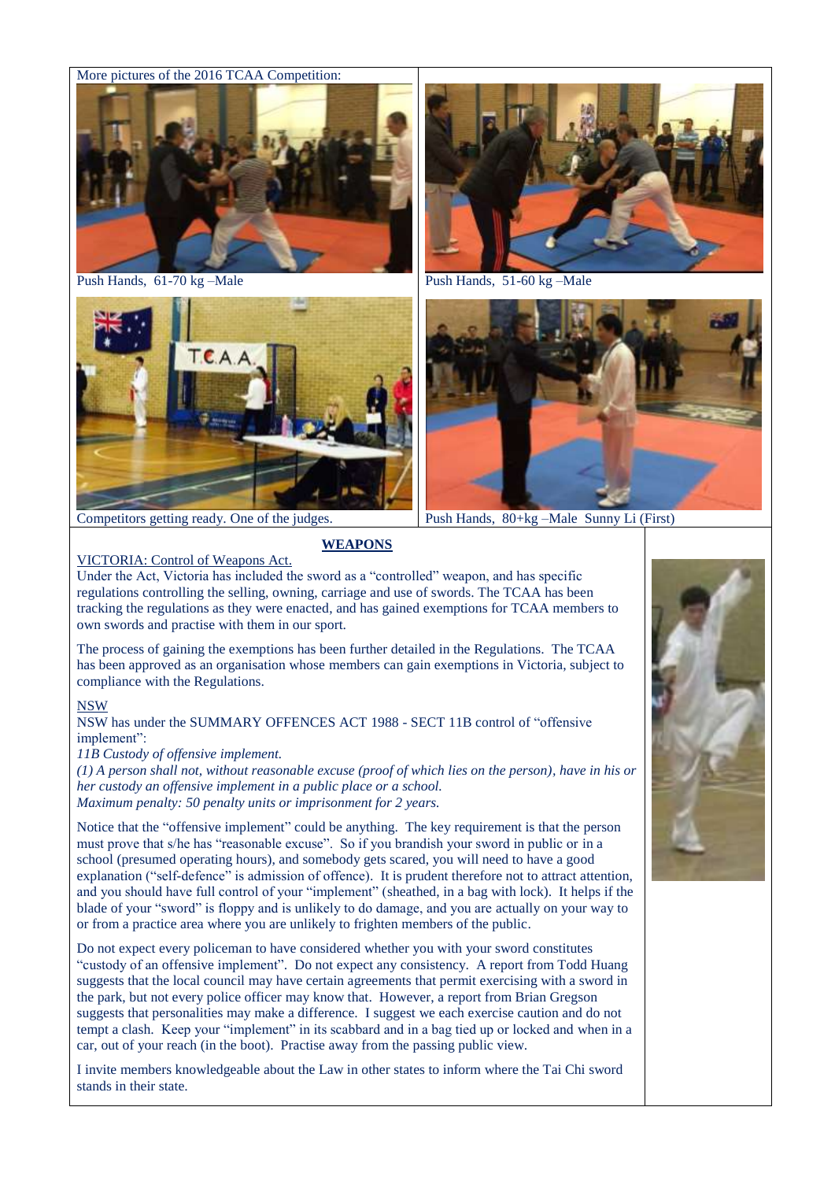More pictures of the 2016 TCAA Competition:

Push Hands, 61-70 kg –Male

Push Hands, 51-60 kg –Male

Competitors getting ready. One of the judges.

Push Hands, 80+kg –Male Sunny Li (First)

## WEAPONS

VICTORIA: Control of Weapons Act.

Under the Act, Victoria has included the sword as a "controlled" weapon, and has specific regulations controlling the selling, owning, carriage and use of swords. The TCAA has been tracking the regulations as they were enacted, and has gained exemptions for TCAA members to own swords and practise with them in our sport.

The process of gaining the exemptions has been further detailed in the Regulations. The TCAA has been approved as an organisation whose members can gain exemptions in Victoria, subject to compliance with the Regulations.

NSW

NSW has under the SUMMARY OFFENCES ACT 1988 - SECT 11B control of "offensive implement":

*11B Custody of offensive implement.*

*(1) A person shall not, without reasonable excuse (proof of which lies on the person), have in his or her custody an offensive implement in a public place or a school.*

*Maximum penalty: 50 penalty units or imprisonment for 2 years.*

Notice that the "offensive implement" could be anything. The key requirement is that the person must prove that s/he has "reasonable excuse". So if you brandish your sword in public or in a school (presumed operating hours), and somebody gets scared, you will need to have a good explanation ("self-defence" is admission of offence). It is prudent therefore not to attract attention, and you should have full control of your "implement" (sheathed, in a bag with lock). It helps if the blade of your "sword" is floppy and is unlikely to do damage, and you are actually on your way to or from a practice area where you are unlikely to frighten members of the public.

Do not expect every policeman to have considered whether you with your sword constitutes "custody of an offensive implement". Do not expect any consistency. A report from Todd Huang suggests that the local council may have certain agreements that permit exercising with a sword in the park, but not every police officer may know that. However, a report from Brian Gregson suggests that personalities may make a difference. I suggest we each exercise caution and do not tempt a clash. Keep your "implement" in its scabbard and in a bag tied up or locked and when in a car, out of your reach (in the boot). Practise away from the passing public view.

I invite members knowledgeable about the Law in other states to inform where the Tai Chi sword stands in their state.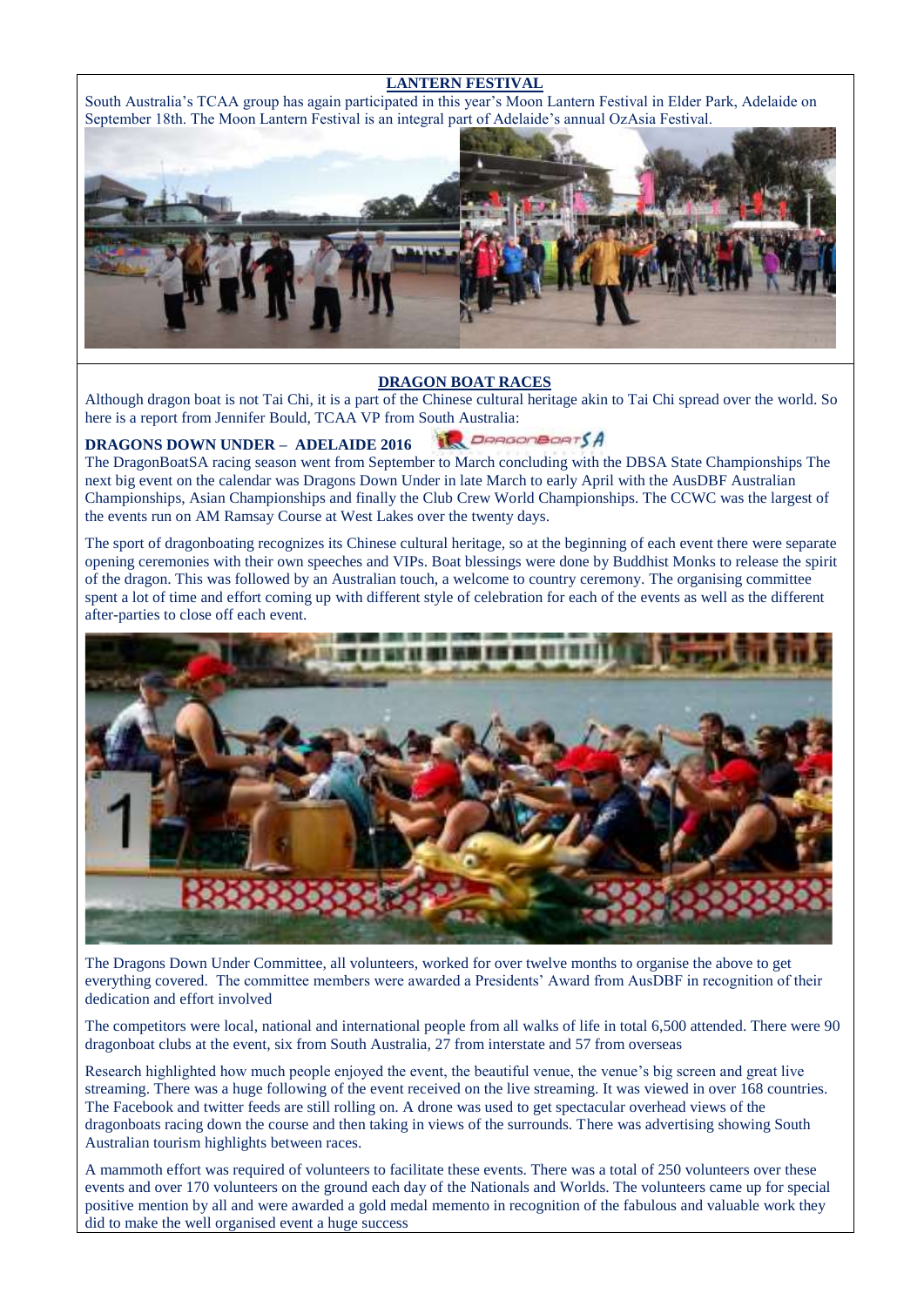## LANTERN FESTIVAL

South Australia's TCAA group has again participated in this year's Moon Lantern Festival in Elder Park, Adelaide on September 18th. The Moon Lantern Festival is an integral part of Adelaide's annual OzAsia Festival.

## DRAGON BOAT RACES

Although dragon boat is not Tai Chi, it is a part of the Chinese cultural heritage akin to Tai Chi spread over the world. So here is a report from Jennifer Bould, TCAA VP from South Australia:

### DRAGONS DOWN UNDER – ADELAIDE 2016

The DragonBoatSA racing season went from September to March concluding with the DBSA State Championships The next big event on the calendar was Dragons Down Under in late March to early April with the AusDBF Australian Championships, Asian Championships and finally the Club Crew World Championships. The CCWC was the largest of the events run on AM Ramsay Course at West Lakes over the twenty days.

The sport of dragonboating recognizes its Chinese cultural heritage, so at the beginning of each event there were separate opening ceremonies with their own speeches and VIPs. Boat blessings were done by Buddhist Monks to release the spirit of the dragon. This was followed by an Australian touch, a welcome to country ceremony. The organising committee spent a lot of time and effort coming up with different style of celebration for each of the events as well as the different after-parties to close off each event.

The Dragons Down Under Committee, all volunteers, worked for over twelve months to organise the above to get everything covered. The committee members were awarded a Presidents' Award from AusDBF in recognition of their dedication and effort involved

The competitors were local, national and international people from all walks of life in total 6,500 attended. There were 90 dragonboat clubs at the event, six from South Australia, 27 from interstate and 57 from overseas

Research highlighted how much people enjoyed the event, the beautiful venue, the venue's big screen and great live streaming. There was a huge following of the event received on the live streaming. It was viewed in over 168 countries. The Facebook and twitter feeds are still rolling on. A drone was used to get spectacular overhead views of the dragonboats racing down the course and then taking in views of the surrounds. There was advertising showing South Australian tourism highlights between races.

A mammoth effort was required of volunteers to facilitate these events. There was a total of 250 volunteers over these events and over 170 volunteers on the ground each day of the Nationals and Worlds. The volunteers came up for special positive mention by all and were awarded a gold medal memento in recognition of the fabulous and valuable work they did to make the well organised event a huge success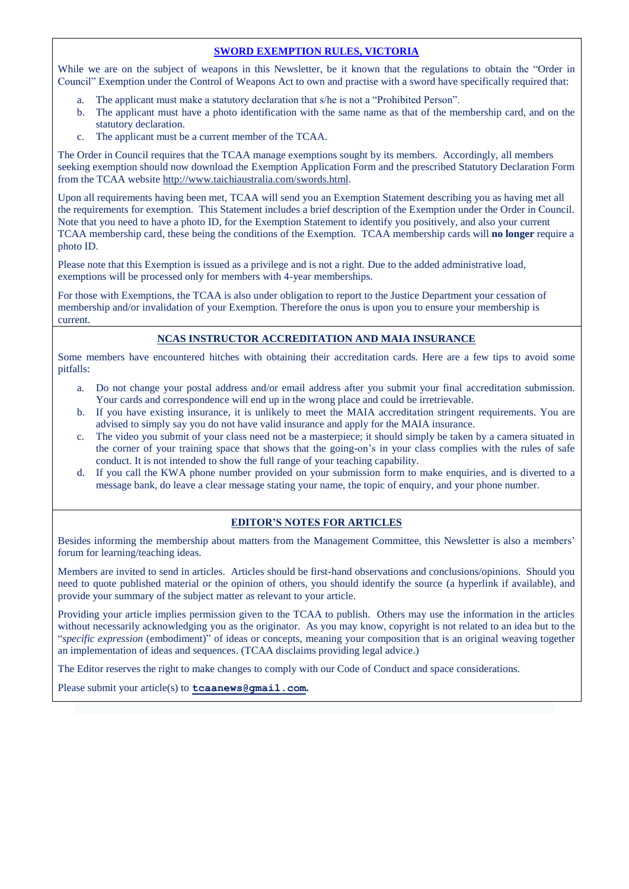## SWORD EXEMPTION RULES, VICTORIA

While we are on the subject of weapons in this Newsletter, be it known that the regulations to obtain the "Order in Council" Exemption under the Control of Weapons Act to own and practise with a sword have specifically required that:

a. The applicant must make a statutory declaration that s/he is not a "Prohibited Person".
b. The applicant must have a photo identification with the same name as that of the membership card, and on the statutory declaration.
c. The applicant must be a current member of the TCAA.

The Order in Council requires that the TCAA manage exemptions sought by its members. Accordingly, all members seeking exemption should now download the Exemption Application Form and the prescribed Statutory Declaration Form from the TCAA website http://www.taichiaustralia.com/swords.html.

Upon all requirements having been met, TCAA will send you an Exemption Statement describing you as having met all the requirements for exemption. This Statement includes a brief description of the Exemption under the Order in Council. Note that you need to have a photo ID, for the Exemption Statement to identify you positively, and also your current TCAA membership card, these being the conditions of the Exemption. TCAA membership cards will **no longer** require a photo ID.

Please note that this Exemption is issued as a privilege and is not a right. Due to the added administrative load, exemptions will be processed only for members with 4-year memberships.

For those with Exemptions, the TCAA is also under obligation to report to the Justice Department your cessation of membership and/or invalidation of your Exemption. Therefore the onus is upon you to ensure your membership is current.

## NCAS INSTRUCTOR ACCREDITATION AND MAIA INSURANCE

Some members have encountered hitches with obtaining their accreditation cards. Here are a few tips to avoid some pitfalls:

a. Do not change your postal address and/or email address after you submit your final accreditation submission. Your cards and correspondence will end up in the wrong place and could be irretrievable.
b. If you have existing insurance, it is unlikely to meet the MAIA accreditation stringent requirements. You are advised to simply say you do not have valid insurance and apply for the MAIA insurance.
c. The video you submit of your class need not be a masterpiece; it should simply be taken by a camera situated in the corner of your training space that shows that the going-on's in your class complies with the rules of safe conduct. It is not intended to show the full range of your teaching capability.
d. If you call the KWA phone number provided on your submission form to make enquiries, and is diverted to a message bank, do leave a clear message stating your name, the topic of enquiry, and your phone number.

## EDITOR'S NOTES FOR ARTICLES

Besides informing the membership about matters from the Management Committee, this Newsletter is also a members' forum for learning/teaching ideas.

Members are invited to send in articles. Articles should be first-hand observations and conclusions/opinions. Should you need to quote published material or the opinion of others, you should identify the source (a hyperlink if available), and provide your summary of the subject matter as relevant to your article.

Providing your article implies permission given to the TCAA to publish. Others may use the information in the articles without necessarily acknowledging you as the originator. As you may know, copyright is not related to an idea but to the "*specific expression* (embodiment)" of ideas or concepts, meaning your composition that is an original weaving together an implementation of ideas and sequences. (TCAA disclaims providing legal advice.)

The Editor reserves the right to make changes to comply with our Code of Conduct and space considerations.

Please submit your article(s) to **tcaanews@gmail.com.**